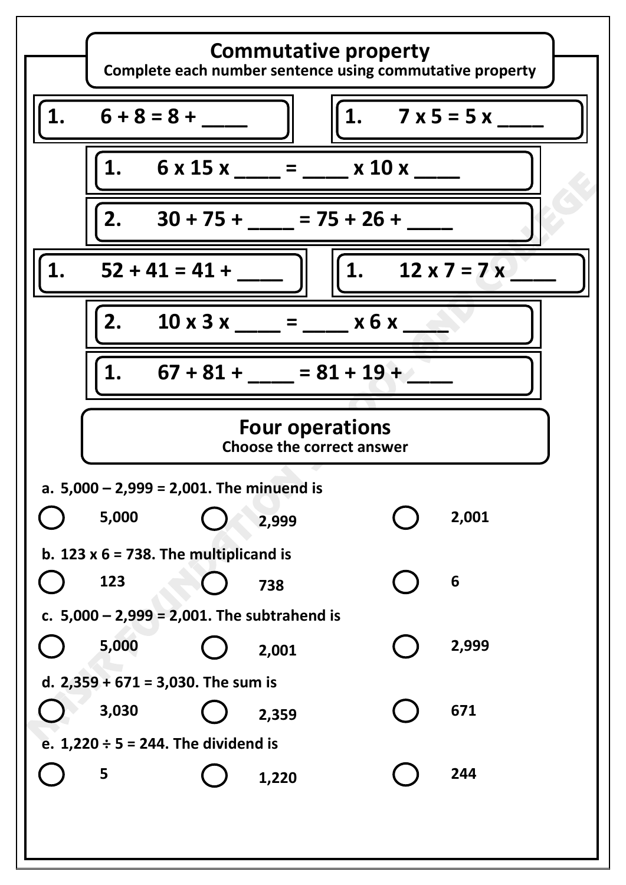# Commutative property

**Complete each number sentence using commutative property**

1. 6 + 8 = 8 + ____

1. 7 x 5 = 5 x ____

1. 6 x 15 x ____ = ____ x 10 x ____

2. 30 + 75 + ____ = 75 + 26 + ____

1. 52 + 41 = 41 + ____

1. 12 x 7 = 7 x ____

2. 10 x 3 x ____ = ____ x 6 x ____

1. 67 + 81 + ____ = 81 + 19 + ____

# Four operations

**Choose the correct answer**

a. 5,000 – 2,999 = 2,001. The minuend is

○ 5,000 ○ 2,999 ○ 2,001

b. 123 x 6 = 738. The multiplicand is

○ 123 ○ 738 ○ 6

c. 5,000 – 2,999 = 2,001. The subtrahend is

○ 5,000 ○ 2,001 ○ 2,999

d. 2,359 + 671 = 3,030. The sum is

○ 3,030 ○ 2,359 ○ 671

e. 1,220 ÷ 5 = 244. The dividend is

○ 5 ○ 1,220 ○ 244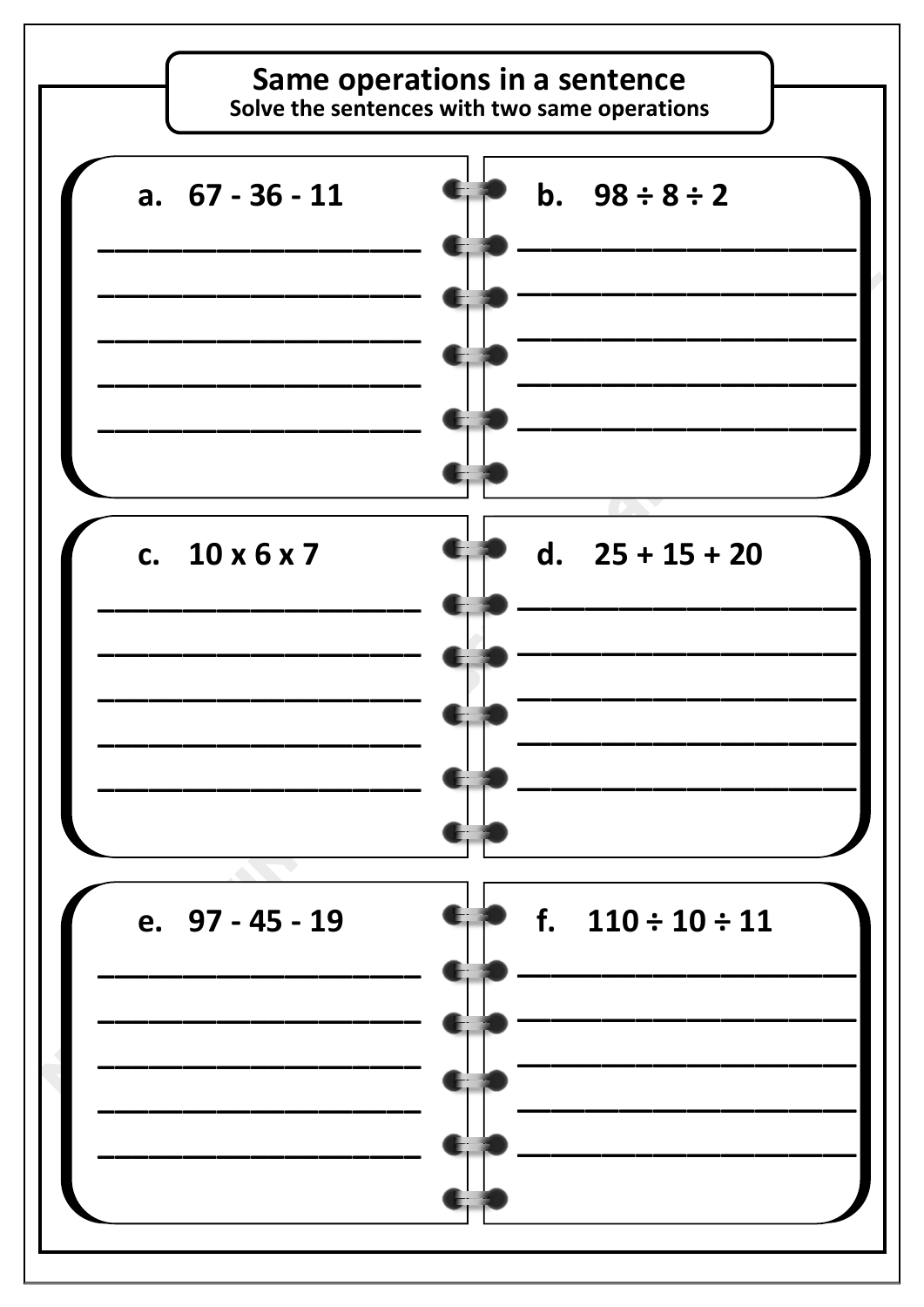## Same operations in a sentence

**Solve the sentences with two same operations**

a. $67 - 36 - 11$

______________________
______________________
______________________
______________________
______________________

b. $98 \div 8 \div 2$

______________________
______________________
______________________
______________________
______________________

c. $10 \times 6 \times 7$

______________________
______________________
______________________
______________________
______________________

d. $25 + 15 + 20$

______________________
______________________
______________________
______________________
______________________

e. $97 - 45 - 19$

______________________
______________________
______________________
______________________
______________________

f. $110 \div 10 \div 11$

______________________
______________________
______________________
______________________
______________________